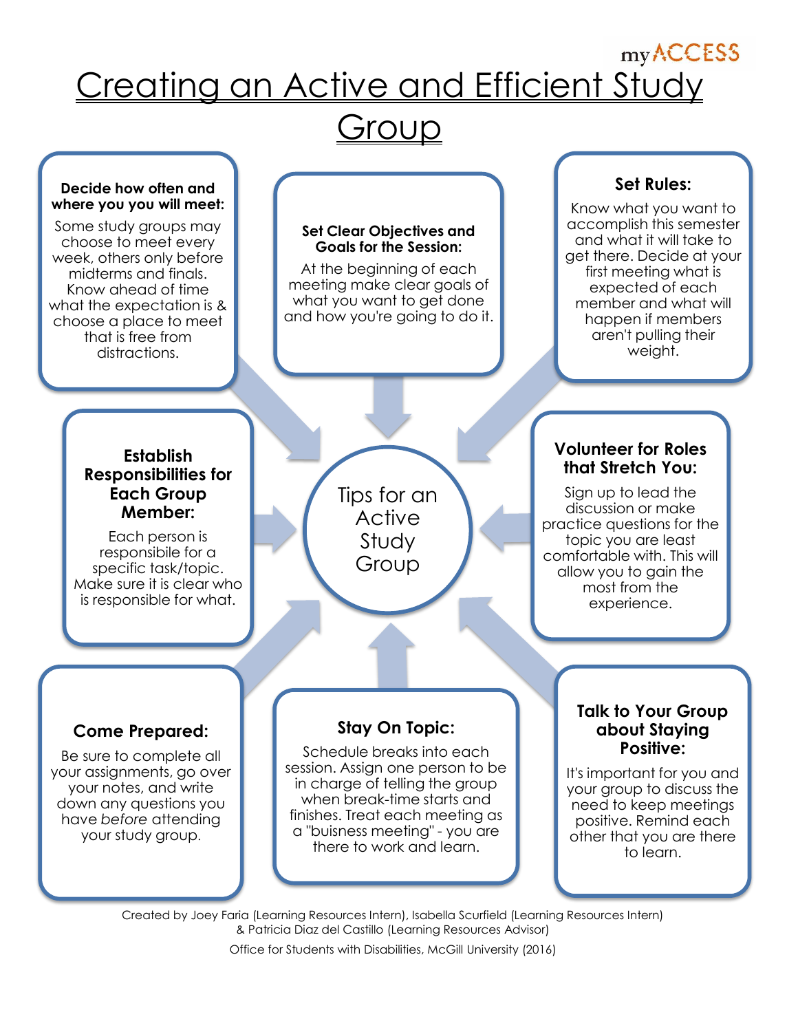myACCESS

# Creating an Active and Efficient Study Group

## Tips for an Active Study Group

### Decide how often and where you you will meet:

Some study groups may choose to meet every week, others only before midterms and finals. Know ahead of time what the expectation is & choose a place to meet that is free from distractions.

### Set Clear Objectives and Goals for the Session:

At the beginning of each meeting make clear goals of what you want to get done and how you're going to do it.

### Set Rules:

Know what you want to accomplish this semester and what it will take to get there. Decide at your first meeting what is expected of each member and what will happen if members aren't pulling their weight.

### Establish Responsibilities for Each Group Member:

Each person is responsibile for a specific task/topic. Make sure it is clear who is responsible for what.

### Volunteer for Roles that Stretch You:

Sign up to lead the discussion or make practice questions for the topic you are least comfortable with. This will allow you to gain the most from the experience.

### Come Prepared:

Be sure to complete all your assignments, go over your notes, and write down any questions you have *before* attending your study group.

### Stay On Topic:

Schedule breaks into each session. Assign one person to be in charge of telling the group when break-time starts and finishes. Treat each meeting as a "buisness meeting" - you are there to work and learn.

### Talk to Your Group about Staying Positive:

It's important for you and your group to discuss the need to keep meetings positive. Remind each other that you are there to learn.

Created by Joey Faria (Learning Resources Intern), Isabella Scurfield (Learning Resources Intern) & Patricia Diaz del Castillo (Learning Resources Advisor)

Office for Students with Disabilities, McGill University (2016)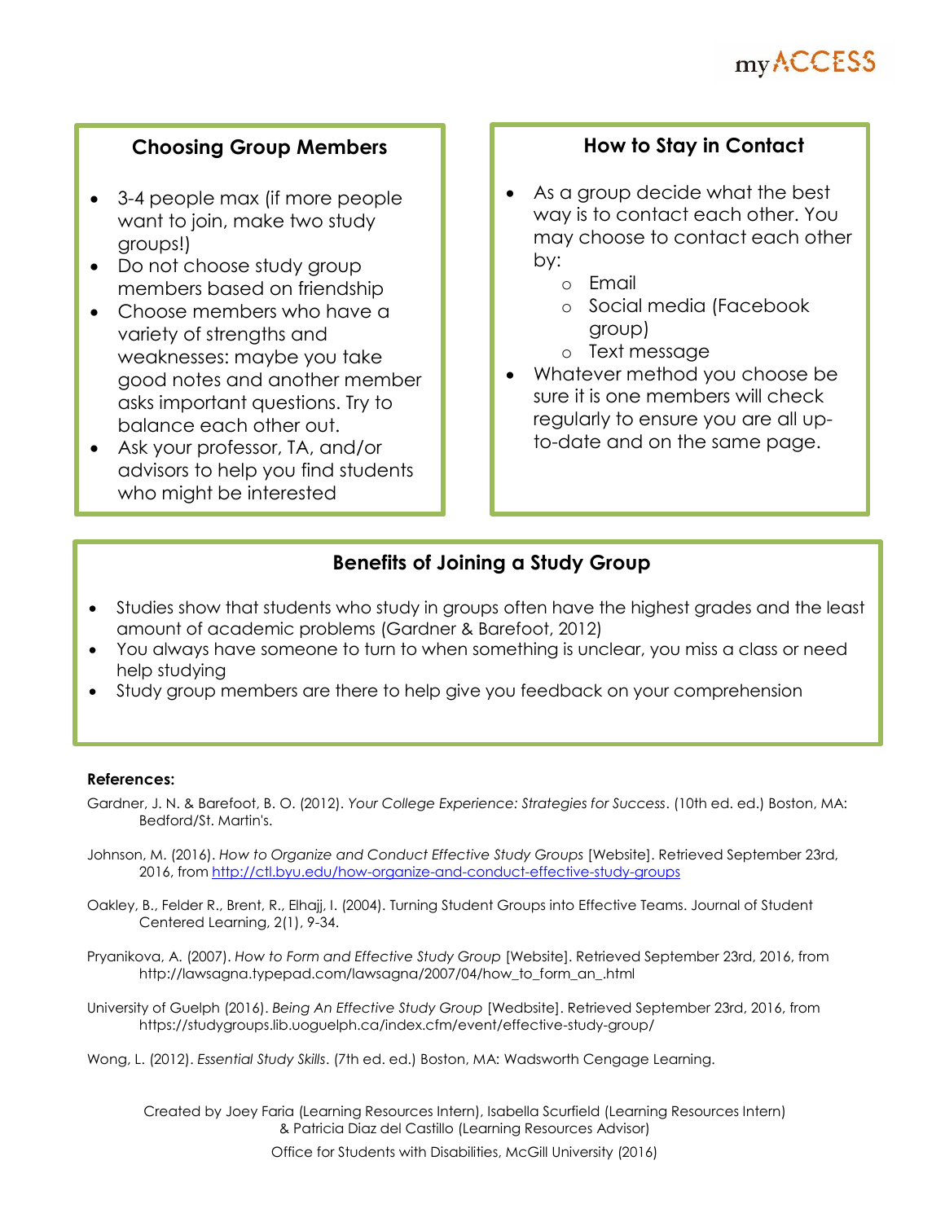## Choosing Group Members

- 3-4 people max (if more people want to join, make two study groups!)
- Do not choose study group members based on friendship
- Choose members who have a variety of strengths and weaknesses: maybe you take good notes and another member asks important questions. Try to balance each other out.
- Ask your professor, TA, and/or advisors to help you find students who might be interested

## How to Stay in Contact

- As a group decide what the best way is to contact each other. You may choose to contact each other by:
  - Email
  - Social media (Facebook group)
  - Text message
- Whatever method you choose be sure it is one members will check regularly to ensure you are all up-to-date and on the same page.

## Benefits of Joining a Study Group

- Studies show that students who study in groups often have the highest grades and the least amount of academic problems (Gardner & Barefoot, 2012)
- You always have someone to turn to when something is unclear, you miss a class or need help studying
- Study group members are there to help give you feedback on your comprehension

**References:**

Gardner, J. N. & Barefoot, B. O. (2012). *Your College Experience: Strategies for Success*. (10th ed. ed.) Boston, MA: Bedford/St. Martin's.

Johnson, M. (2016). *How to Organize and Conduct Effective Study Groups* [Website]. Retrieved September 23rd, 2016, from http://ctl.byu.edu/how-organize-and-conduct-effective-study-groups

Oakley, B., Felder R., Brent, R., Elhajj, I. (2004). Turning Student Groups into Effective Teams. Journal of Student Centered Learning, 2(1), 9-34.

Pryanikova, A. (2007). *How to Form and Effective Study Group* [Website]. Retrieved September 23rd, 2016, from http://lawsagna.typepad.com/lawsagna/2007/04/how_to_form_an_.html

University of Guelph (2016). *Being An Effective Study Group* [Wedbsite]. Retrieved September 23rd, 2016, from https://studygroups.lib.uoguelph.ca/index.cfm/event/effective-study-group/

Wong, L. (2012). *Essential Study Skills*. (7th ed. ed.) Boston, MA: Wadsworth Cengage Learning.

Created by Joey Faria (Learning Resources Intern), Isabella Scurfield (Learning Resources Intern) & Patricia Diaz del Castillo (Learning Resources Advisor)

Office for Students with Disabilities, McGill University (2016)